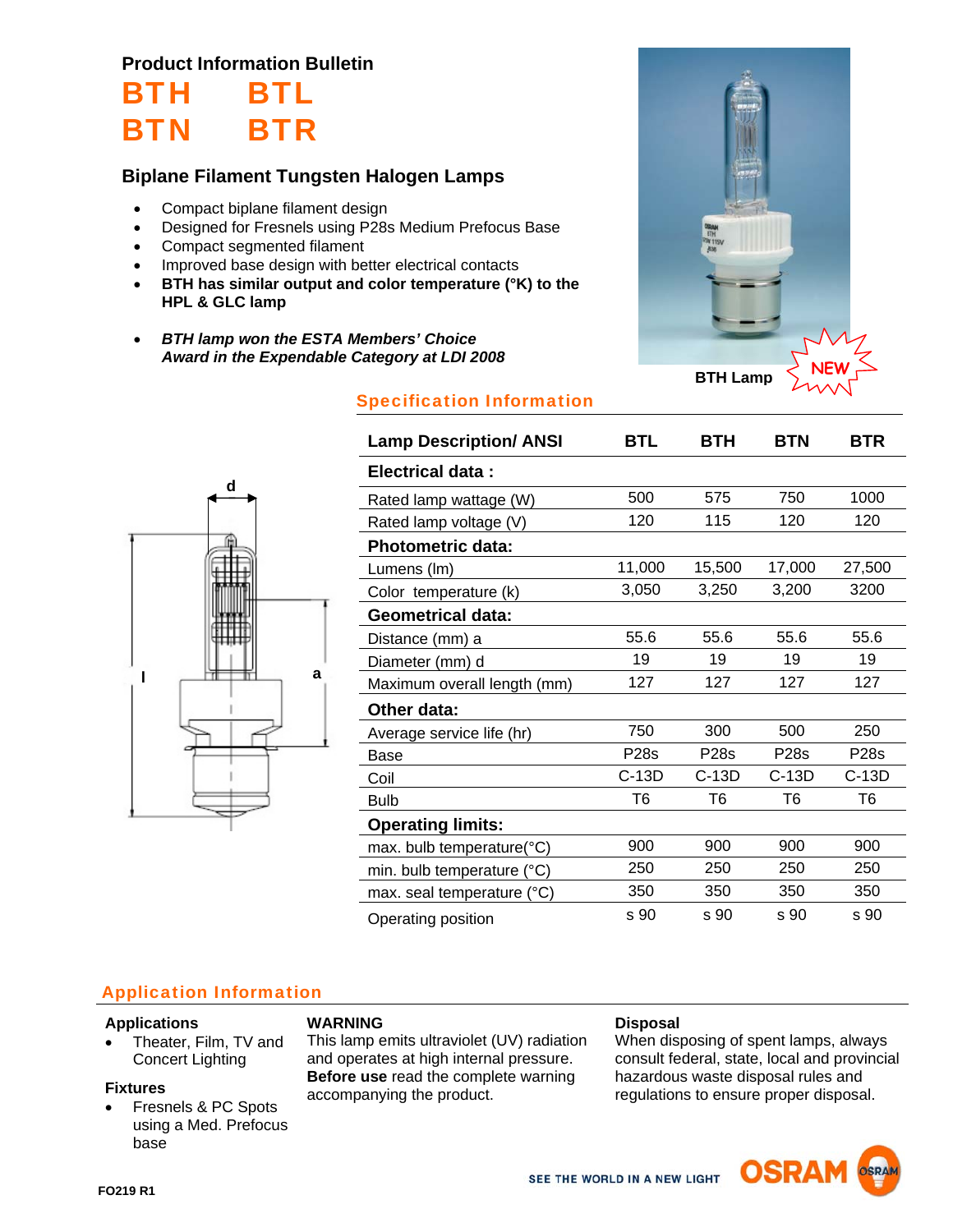## Product Information Bulletin

# BTH BTL
# BTN BTR

### Biplane Filament Tungsten Halogen Lamps

- Compact biplane filament design
- Designed for Fresnels using P28s Medium Prefocus Base
- Compact segmented filament
- Improved base design with better electrical contacts
- **BTH has similar output and color temperature (°K) to the HPL & GLC lamp**

- ***BTH lamp won the ESTA Members' Choice Award in the Expendable Category at LDI 2008***

BTH Lamp

NEW

## Specification Information

| Lamp Description/ ANSI | BTL | BTH | BTN | BTR |
|---|---|---|---|---|
| **Electrical data :** | | | | |
| Rated lamp wattage (W) | 500 | 575 | 750 | 1000 |
| Rated lamp voltage (V) | 120 | 115 | 120 | 120 |
| **Photometric data:** | | | | |
| Lumens (lm) | 11,000 | 15,500 | 17,000 | 27,500 |
| Color temperature (k) | 3,050 | 3,250 | 3,200 | 3200 |
| **Geometrical data:** | | | | |
| Distance (mm) a | 55.6 | 55.6 | 55.6 | 55.6 |
| Diameter (mm) d | 19 | 19 | 19 | 19 |
| Maximum overall length (mm) | 127 | 127 | 127 | 127 |
| **Other data:** | | | | |
| Average service life (hr) | 750 | 300 | 500 | 250 |
| Base | P28s | P28s | P28s | P28s |
| Coil | C-13D | C-13D | C-13D | C-13D |
| Bulb | T6 | T6 | T6 | T6 |
| **Operating limits:** | | | | |
| max. bulb temperature(°C) | 900 | 900 | 900 | 900 |
| min. bulb temperature (°C) | 250 | 250 | 250 | 250 |
| max. seal temperature (°C) | 350 | 350 | 350 | 350 |
| Operating position | s 90 | s 90 | s 90 | s 90 |

## Application Information

**Applications**

- Theater, Film, TV and Concert Lighting

**Fixtures**

- Fresnels & PC Spots using a Med. Prefocus base

**WARNING**

This lamp emits ultraviolet (UV) radiation and operates at high internal pressure. **Before use** read the complete warning accompanying the product.

**Disposal**

When disposing of spent lamps, always consult federal, state, local and provincial hazardous waste disposal rules and regulations to ensure proper disposal.

SEE THE WORLD IN A NEW LIGHT OSRAM

FO219 R1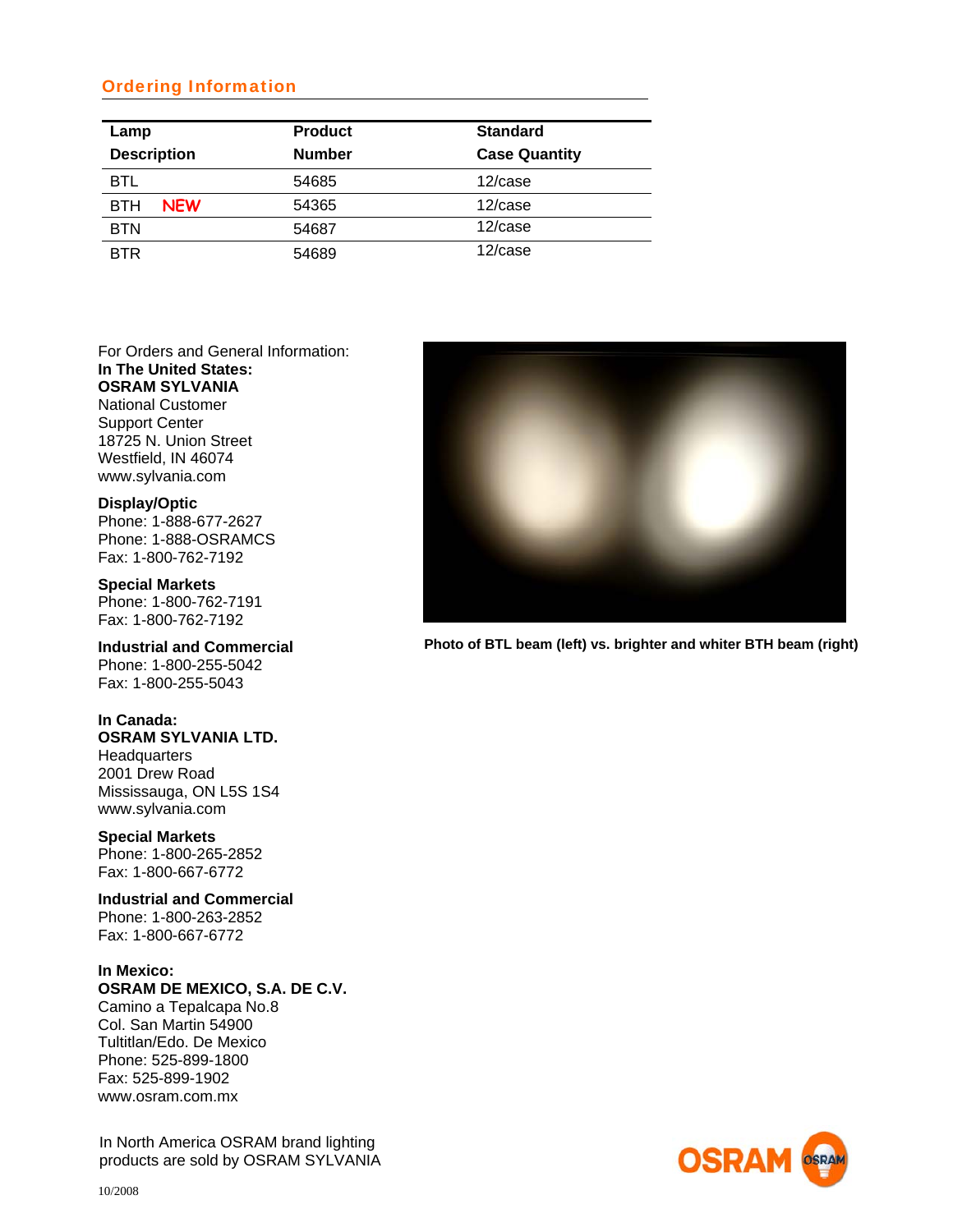## Ordering Information

| Lamp Description | Product Number | Standard Case Quantity |
|---|---|---|
| BTL | 54685 | 12/case |
| BTH NEW | 54365 | 12/case |
| BTN | 54687 | 12/case |
| BTR | 54689 | 12/case |

For Orders and General Information:

**In The United States:**
**OSRAM SYLVANIA**
National Customer
Support Center
18725 N. Union Street
Westfield, IN 46074
www.sylvania.com

**Display/Optic**
Phone: 1-888-677-2627
Phone: 1-888-OSRAMCS
Fax: 1-800-762-7192

**Special Markets**
Phone: 1-800-762-7191
Fax: 1-800-762-7192

**Industrial and Commercial**
Phone: 1-800-255-5042
Fax: 1-800-255-5043

**In Canada:**
**OSRAM SYLVANIA LTD.**
Headquarters
2001 Drew Road
Mississauga, ON L5S 1S4
www.sylvania.com

**Special Markets**
Phone: 1-800-265-2852
Fax: 1-800-667-6772

**Industrial and Commercial**
Phone: 1-800-263-2852
Fax: 1-800-667-6772

**In Mexico:**
**OSRAM DE MEXICO, S.A. DE C.V.**
Camino a Tepalcapa No.8
Col. San Martin 54900
Tultitlan/Edo. De Mexico
Phone: 525-899-1800
Fax: 525-899-1902
www.osram.com.mx

**Photo of BTL beam (left) vs. brighter and whiter BTH beam (right)**

In North America OSRAM brand lighting products are sold by OSRAM SYLVANIA

10/2008